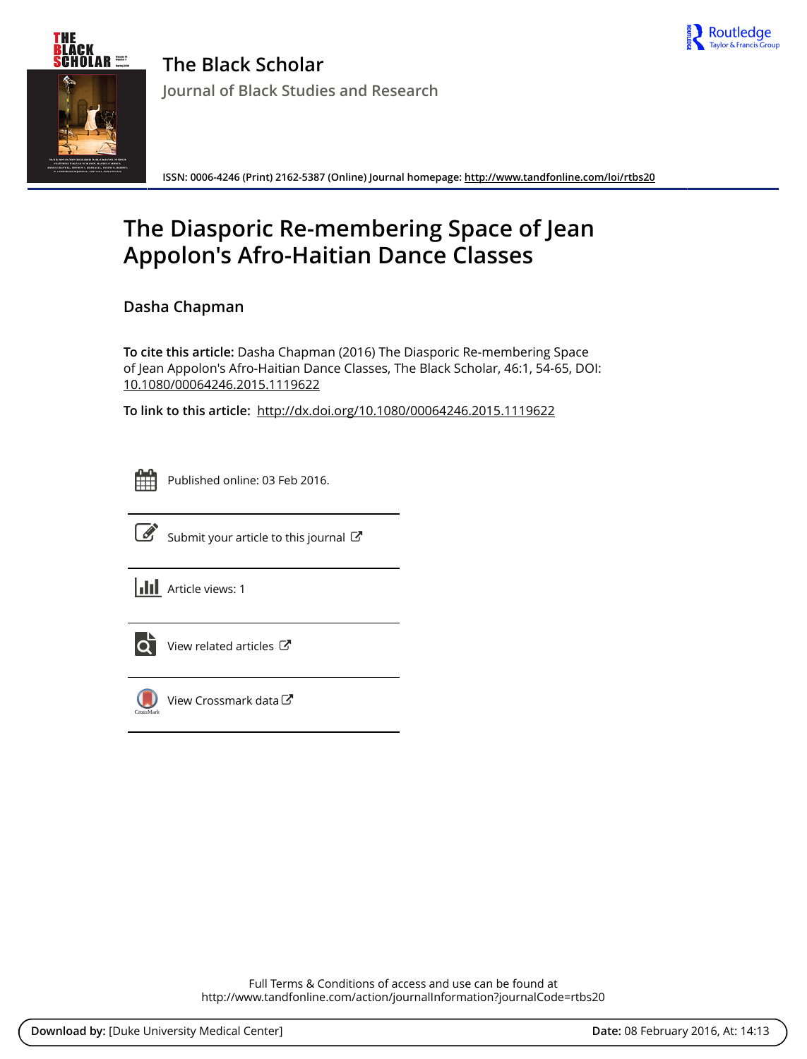# The Black Scholar

## Journal of Black Studies and Research

ISSN: 0006-4246 (Print) 2162-5387 (Online) Journal homepage: http://www.tandfonline.com/loi/rtbs20

# The Diasporic Re-membering Space of Jean Appolon's Afro-Haitian Dance Classes

**Dasha Chapman**

**To cite this article:** Dasha Chapman (2016) The Diasporic Re-membering Space of Jean Appolon's Afro-Haitian Dance Classes, The Black Scholar, 46:1, 54-65, DOI: 10.1080/00064246.2015.1119622

**To link to this article:** http://dx.doi.org/10.1080/00064246.2015.1119622

Published online: 03 Feb 2016.

Submit your article to this journal

Article views: 1

View related articles

View Crossmark data

Full Terms & Conditions of access and use can be found at
http://www.tandfonline.com/action/journalInformation?journalCode=rtbs20

**Download by:** [Duke University Medical Center] **Date:** 08 February 2016, At: 14:13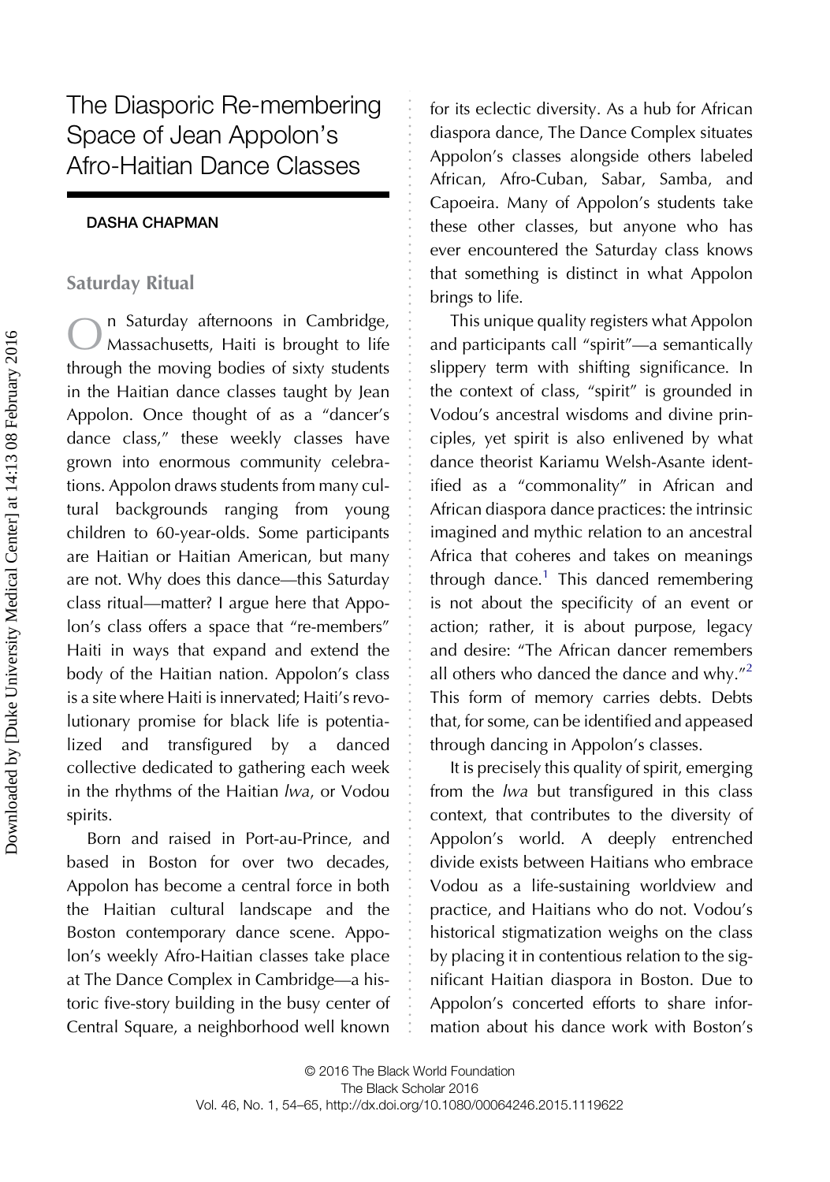# The Diasporic Re-membering Space of Jean Appolon's Afro-Haitian Dance Classes

**DASHA CHAPMAN**

## Saturday Ritual

On Saturday afternoons in Cambridge, Massachusetts, Haiti is brought to life through the moving bodies of sixty students in the Haitian dance classes taught by Jean Appolon. Once thought of as a "dancer's dance class," these weekly classes have grown into enormous community celebrations. Appolon draws students from many cultural backgrounds ranging from young children to 60-year-olds. Some participants are Haitian or Haitian American, but many are not. Why does this dance—this Saturday class ritual—matter? I argue here that Appolon's class offers a space that "re-members" Haiti in ways that expand and extend the body of the Haitian nation. Appolon's class is a site where Haiti is innervated; Haiti's revolutionary promise for black life is potentialized and transfigured by a danced collective dedicated to gathering each week in the rhythms of the Haitian *lwa*, or Vodou spirits.

Born and raised in Port-au-Prince, and based in Boston for over two decades, Appolon has become a central force in both the Haitian cultural landscape and the Boston contemporary dance scene. Appolon's weekly Afro-Haitian classes take place at The Dance Complex in Cambridge—a historic five-story building in the busy center of Central Square, a neighborhood well known for its eclectic diversity. As a hub for African diaspora dance, The Dance Complex situates Appolon's classes alongside others labeled African, Afro-Cuban, Sabar, Samba, and Capoeira. Many of Appolon's students take these other classes, but anyone who has ever encountered the Saturday class knows that something is distinct in what Appolon brings to life.

This unique quality registers what Appolon and participants call "spirit"—a semantically slippery term with shifting significance. In the context of class, "spirit" is grounded in Vodou's ancestral wisdoms and divine principles, yet spirit is also enlivened by what dance theorist Kariamu Welsh-Asante identified as a "commonality" in African and African diaspora dance practices: the intrinsic imagined and mythic relation to an ancestral Africa that coheres and takes on meanings through dance.[1] This danced remembering is not about the specificity of an event or action; rather, it is about purpose, legacy and desire: "The African dancer remembers all others who danced the dance and why."[2] This form of memory carries debts. Debts that, for some, can be identified and appeased through dancing in Appolon's classes.

It is precisely this quality of spirit, emerging from the *lwa* but transfigured in this class context, that contributes to the diversity of Appolon's world. A deeply entrenched divide exists between Haitians who embrace Vodou as a life-sustaining worldview and practice, and Haitians who do not. Vodou's historical stigmatization weighs on the class by placing it in contentious relation to the significant Haitian diaspora in Boston. Due to Appolon's concerted efforts to share information about his dance work with Boston's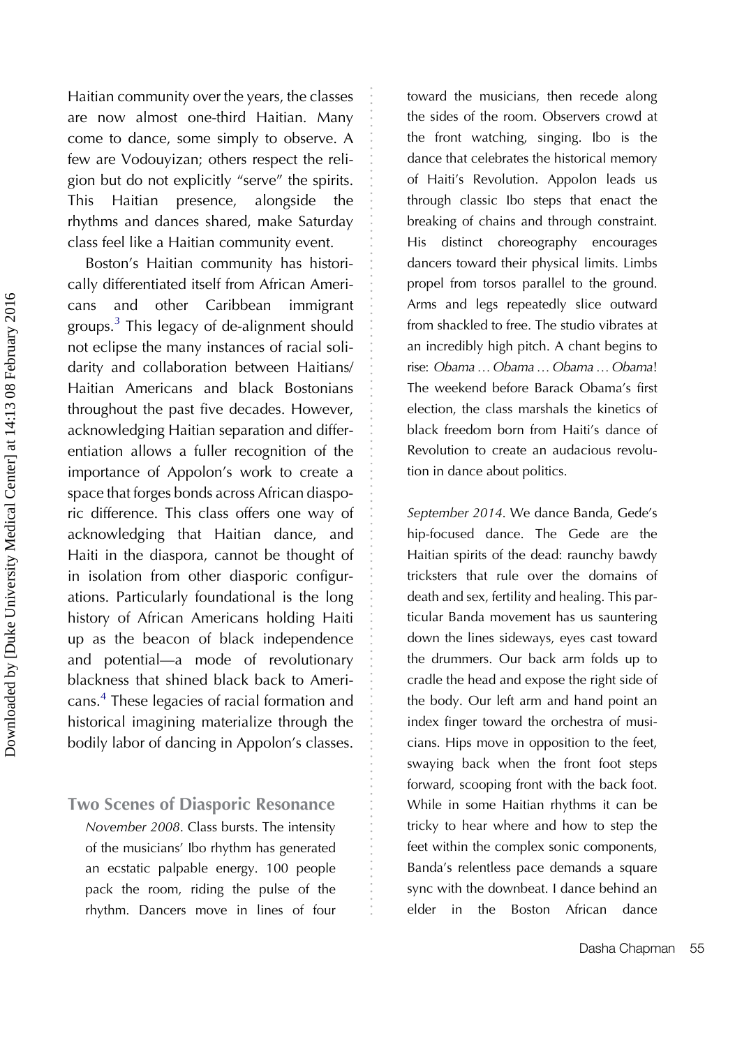Haitian community over the years, the classes are now almost one-third Haitian. Many come to dance, some simply to observe. A few are Vodouyizan; others respect the religion but do not explicitly "serve" the spirits. This Haitian presence, alongside the rhythms and dances shared, make Saturday class feel like a Haitian community event.

Boston's Haitian community has historically differentiated itself from African Americans and other Caribbean immigrant groups.[3] This legacy of de-alignment should not eclipse the many instances of racial solidarity and collaboration between Haitians/ Haitian Americans and black Bostonians throughout the past five decades. However, acknowledging Haitian separation and differentiation allows a fuller recognition of the importance of Appolon's work to create a space that forges bonds across African diasporic difference. This class offers one way of acknowledging that Haitian dance, and Haiti in the diaspora, cannot be thought of in isolation from other diasporic configurations. Particularly foundational is the long history of African Americans holding Haiti up as the beacon of black independence and potential—a mode of revolutionary blackness that shined black back to Americans.[4] These legacies of racial formation and historical imagining materialize through the bodily labor of dancing in Appolon's classes.

## Two Scenes of Diasporic Resonance

*November 2008*. Class bursts. The intensity of the musicians' Ibo rhythm has generated an ecstatic palpable energy. 100 people pack the room, riding the pulse of the rhythm. Dancers move in lines of four toward the musicians, then recede along the sides of the room. Observers crowd at the front watching, singing. Ibo is the dance that celebrates the historical memory of Haiti's Revolution. Appolon leads us through classic Ibo steps that enact the breaking of chains and through constraint. His distinct choreography encourages dancers toward their physical limits. Limbs propel from torsos parallel to the ground. Arms and legs repeatedly slice outward from shackled to free. The studio vibrates at an incredibly high pitch. A chant begins to rise: *Obama … Obama … Obama … Obama*! The weekend before Barack Obama's first election, the class marshals the kinetics of black freedom born from Haiti's dance of Revolution to create an audacious revolution in dance about politics.

*September 2014*. We dance Banda, Gede's hip-focused dance. The Gede are the Haitian spirits of the dead: raunchy bawdy tricksters that rule over the domains of death and sex, fertility and healing. This particular Banda movement has us sauntering down the lines sideways, eyes cast toward the drummers. Our back arm folds up to cradle the head and expose the right side of the body. Our left arm and hand point an index finger toward the orchestra of musicians. Hips move in opposition to the feet, swaying back when the front foot steps forward, scooping front with the back foot. While in some Haitian rhythms it can be tricky to hear where and how to step the feet within the complex sonic components, Banda's relentless pace demands a square sync with the downbeat. I dance behind an elder in the Boston African dance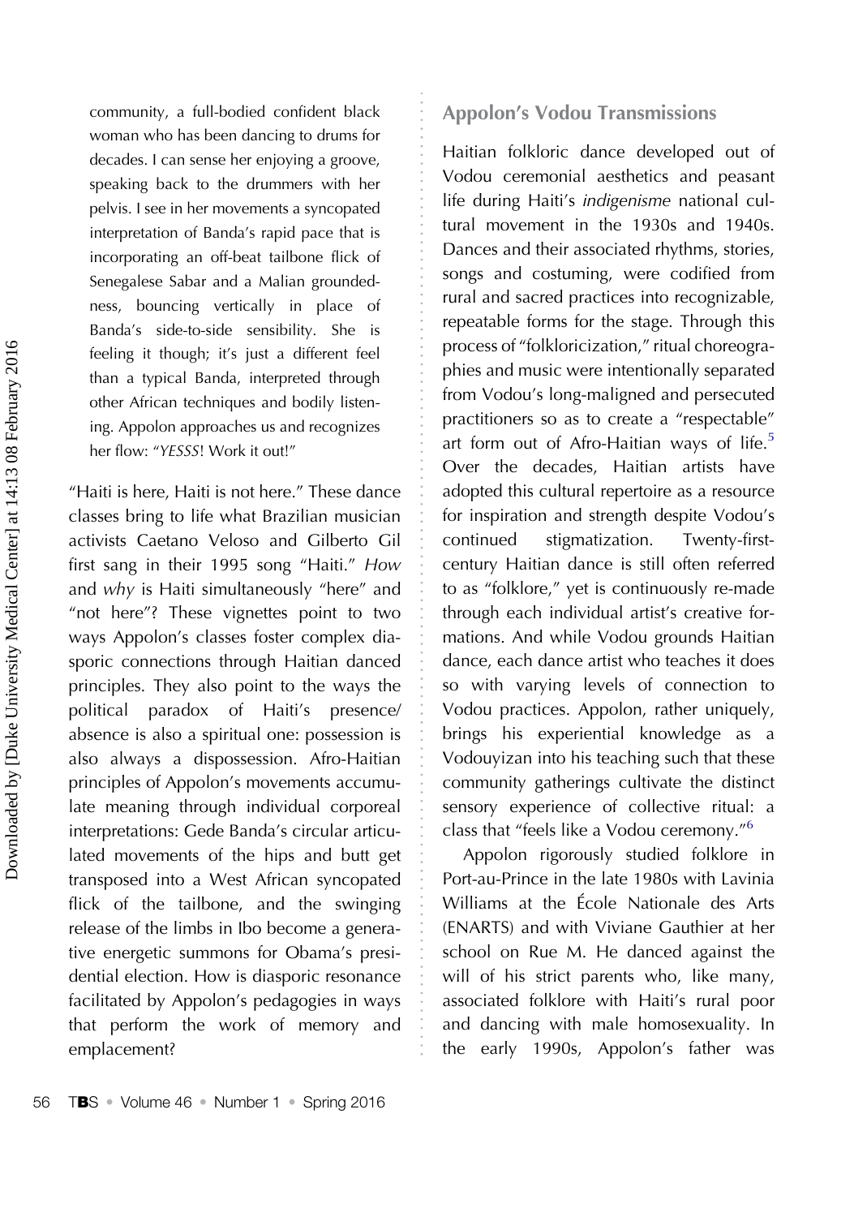community, a full-bodied confident black woman who has been dancing to drums for decades. I can sense her enjoying a groove, speaking back to the drummers with her pelvis. I see in her movements a syncopated interpretation of Banda's rapid pace that is incorporating an off-beat tailbone flick of Senegalese Sabar and a Malian groundedness, bouncing vertically in place of Banda's side-to-side sensibility. She is feeling it though; it's just a different feel than a typical Banda, interpreted through other African techniques and bodily listening. Appolon approaches us and recognizes her flow: "*YESSS*! Work it out!"

"Haiti is here, Haiti is not here." These dance classes bring to life what Brazilian musician activists Caetano Veloso and Gilberto Gil first sang in their 1995 song "Haiti." *How* and *why* is Haiti simultaneously "here" and "not here"? These vignettes point to two ways Appolon's classes foster complex diasporic connections through Haitian danced principles. They also point to the ways the political paradox of Haiti's presence/absence is also a spiritual one: possession is also always a dispossession. Afro-Haitian principles of Appolon's movements accumulate meaning through individual corporeal interpretations: Gede Banda's circular articulated movements of the hips and butt get transposed into a West African syncopated flick of the tailbone, and the swinging release of the limbs in Ibo become a generative energetic summons for Obama's presidential election. How is diasporic resonance facilitated by Appolon's pedagogies in ways that perform the work of memory and emplacement?

## Appolon's Vodou Transmissions

Haitian folkloric dance developed out of Vodou ceremonial aesthetics and peasant life during Haiti's *indigenisme* national cultural movement in the 1930s and 1940s. Dances and their associated rhythms, stories, songs and costuming, were codified from rural and sacred practices into recognizable, repeatable forms for the stage. Through this process of "folkloricization," ritual choreographies and music were intentionally separated from Vodou's long-maligned and persecuted practitioners so as to create a "respectable" art form out of Afro-Haitian ways of life.[5] Over the decades, Haitian artists have adopted this cultural repertoire as a resource for inspiration and strength despite Vodou's continued stigmatization. Twenty-first-century Haitian dance is still often referred to as "folklore," yet is continuously re-made through each individual artist's creative formations. And while Vodou grounds Haitian dance, each dance artist who teaches it does so with varying levels of connection to Vodou practices. Appolon, rather uniquely, brings his experiential knowledge as a Vodouyizan into his teaching such that these community gatherings cultivate the distinct sensory experience of collective ritual: a class that "feels like a Vodou ceremony."[6]

Appolon rigorously studied folklore in Port-au-Prince in the late 1980s with Lavinia Williams at the École Nationale des Arts (ENARTS) and with Viviane Gauthier at her school on Rue M. He danced against the will of his strict parents who, like many, associated folklore with Haiti's rural poor and dancing with male homosexuality. In the early 1990s, Appolon's father was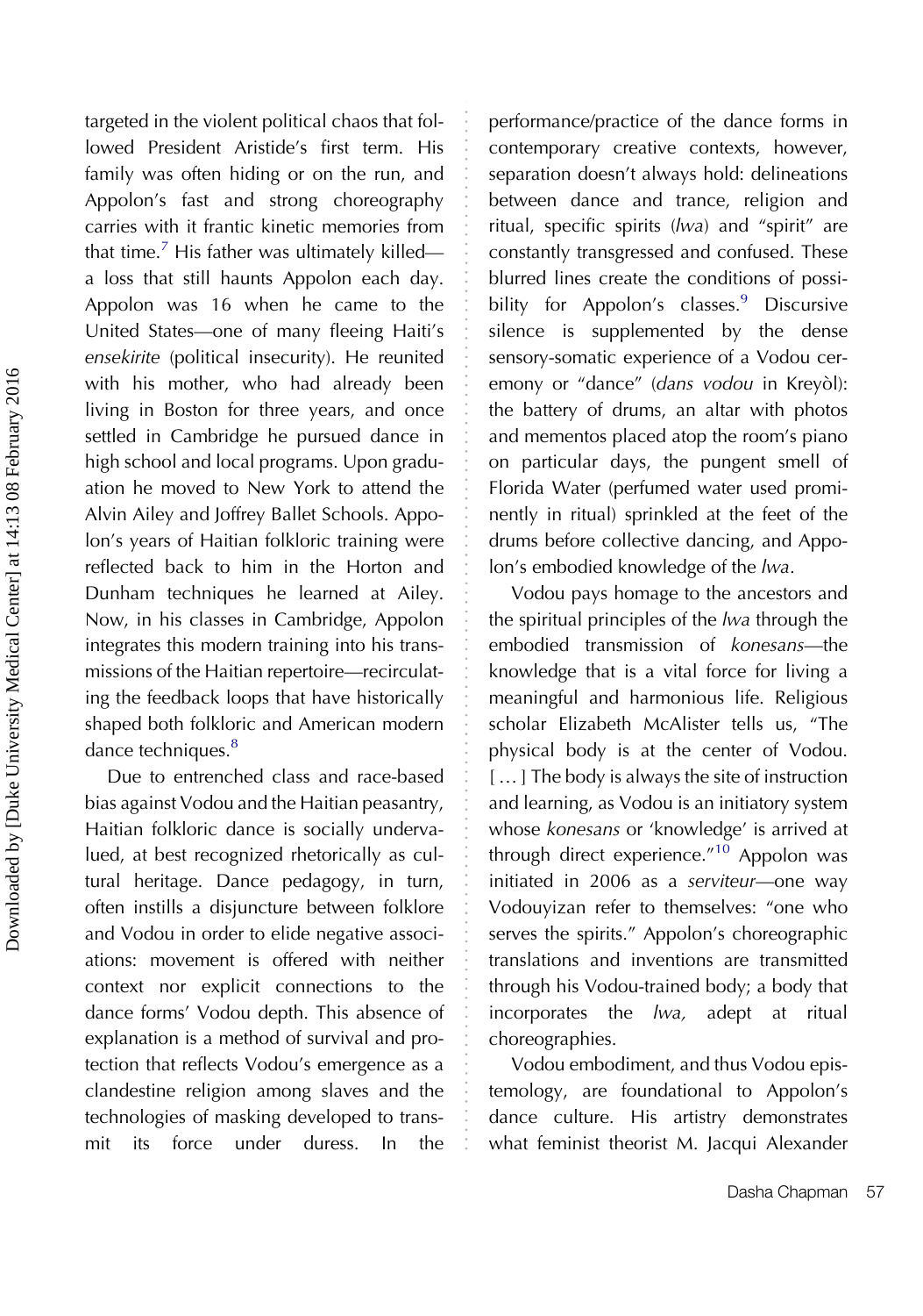targeted in the violent political chaos that followed President Aristide's first term. His family was often hiding or on the run, and Appolon's fast and strong choreography carries with it frantic kinetic memories from that time.[7] His father was ultimately killed—a loss that still haunts Appolon each day. Appolon was 16 when he came to the United States—one of many fleeing Haiti's *ensekirite* (political insecurity). He reunited with his mother, who had already been living in Boston for three years, and once settled in Cambridge he pursued dance in high school and local programs. Upon graduation he moved to New York to attend the Alvin Ailey and Joffrey Ballet Schools. Appolon's years of Haitian folkloric training were reflected back to him in the Horton and Dunham techniques he learned at Ailey. Now, in his classes in Cambridge, Appolon integrates this modern training into his transmissions of the Haitian repertoire—recirculating the feedback loops that have historically shaped both folkloric and American modern dance techniques.[8]

Due to entrenched class and race-based bias against Vodou and the Haitian peasantry, Haitian folkloric dance is socially undervalued, at best recognized rhetorically as cultural heritage. Dance pedagogy, in turn, often instills a disjuncture between folklore and Vodou in order to elide negative associations: movement is offered with neither context nor explicit connections to the dance forms' Vodou depth. This absence of explanation is a method of survival and protection that reflects Vodou's emergence as a clandestine religion among slaves and the technologies of masking developed to transmit its force under duress. In the performance/practice of the dance forms in contemporary creative contexts, however, separation doesn't always hold: delineations between dance and trance, religion and ritual, specific spirits (*lwa*) and "spirit" are constantly transgressed and confused. These blurred lines create the conditions of possibility for Appolon's classes.[9] Discursive silence is supplemented by the dense sensory-somatic experience of a Vodou ceremony or "dance" (*dans vodou* in Kreyòl): the battery of drums, an altar with photos and mementos placed atop the room's piano on particular days, the pungent smell of Florida Water (perfumed water used prominently in ritual) sprinkled at the feet of the drums before collective dancing, and Appolon's embodied knowledge of the *lwa*.

Vodou pays homage to the ancestors and the spiritual principles of the *lwa* through the embodied transmission of *konesans*—the knowledge that is a vital force for living a meaningful and harmonious life. Religious scholar Elizabeth McAlister tells us, "The physical body is at the center of Vodou. [ … ] The body is always the site of instruction and learning, as Vodou is an initiatory system whose *konesans* or 'knowledge' is arrived at through direct experience."[10] Appolon was initiated in 2006 as a *serviteur*—one way Vodouyizan refer to themselves: "one who serves the spirits." Appolon's choreographic translations and inventions are transmitted through his Vodou-trained body; a body that incorporates the *lwa,* adept at ritual choreographies.

Vodou embodiment, and thus Vodou epistemology, are foundational to Appolon's dance culture. His artistry demonstrates what feminist theorist M. Jacqui Alexander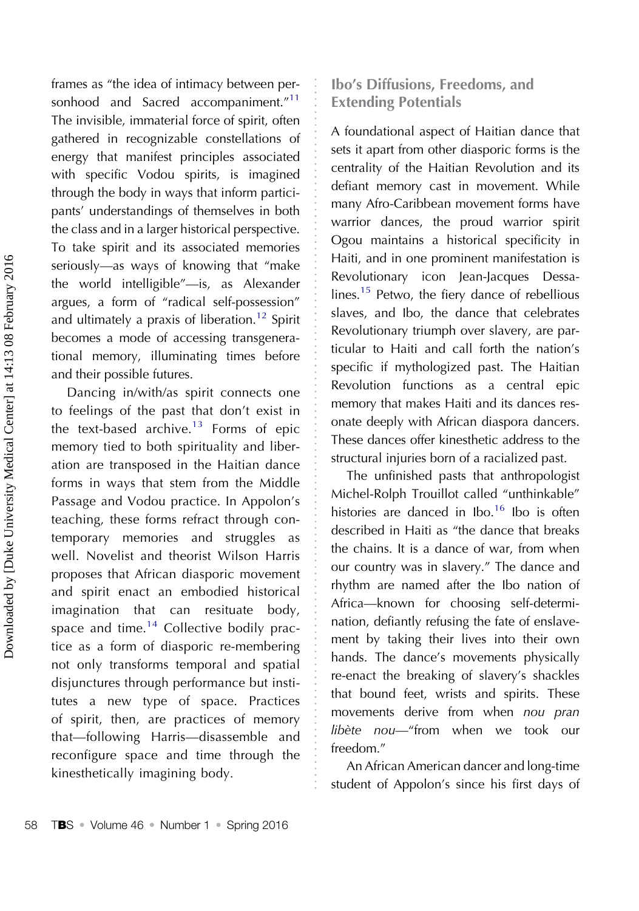frames as "the idea of intimacy between personhood and Sacred accompaniment."[11] The invisible, immaterial force of spirit, often gathered in recognizable constellations of energy that manifest principles associated with specific Vodou spirits, is imagined through the body in ways that inform participants' understandings of themselves in both the class and in a larger historical perspective. To take spirit and its associated memories seriously—as ways of knowing that "make the world intelligible"—is, as Alexander argues, a form of "radical self-possession" and ultimately a praxis of liberation.[12] Spirit becomes a mode of accessing transgenerational memory, illuminating times before and their possible futures.

Dancing in/with/as spirit connects one to feelings of the past that don't exist in the text-based archive.[13] Forms of epic memory tied to both spirituality and liberation are transposed in the Haitian dance forms in ways that stem from the Middle Passage and Vodou practice. In Appolon's teaching, these forms refract through contemporary memories and struggles as well. Novelist and theorist Wilson Harris proposes that African diasporic movement and spirit enact an embodied historical imagination that can resituate body, space and time.[14] Collective bodily practice as a form of diasporic re-membering not only transforms temporal and spatial disjunctures through performance but institutes a new type of space. Practices of spirit, then, are practices of memory that—following Harris—disassemble and reconfigure space and time through the kinesthetically imagining body.

## Ibo's Diffusions, Freedoms, and Extending Potentials

A foundational aspect of Haitian dance that sets it apart from other diasporic forms is the centrality of the Haitian Revolution and its defiant memory cast in movement. While many Afro-Caribbean movement forms have warrior dances, the proud warrior spirit Ogou maintains a historical specificity in Haiti, and in one prominent manifestation is Revolutionary icon Jean-Jacques Dessalines.[15] Petwo, the fiery dance of rebellious slaves, and Ibo, the dance that celebrates Revolutionary triumph over slavery, are particular to Haiti and call forth the nation's specific if mythologized past. The Haitian Revolution functions as a central epic memory that makes Haiti and its dances resonate deeply with African diaspora dancers. These dances offer kinesthetic address to the structural injuries born of a racialized past.

The unfinished pasts that anthropologist Michel-Rolph Trouillot called "unthinkable" histories are danced in Ibo.[16] Ibo is often described in Haiti as "the dance that breaks the chains. It is a dance of war, from when our country was in slavery." The dance and rhythm are named after the Ibo nation of Africa—known for choosing self-determination, defiantly refusing the fate of enslavement by taking their lives into their own hands. The dance's movements physically re-enact the breaking of slavery's shackles that bound feet, wrists and spirits. These movements derive from when *nou pran libète nou*—"from when we took our freedom."

An African American dancer and long-time student of Appolon's since his first days of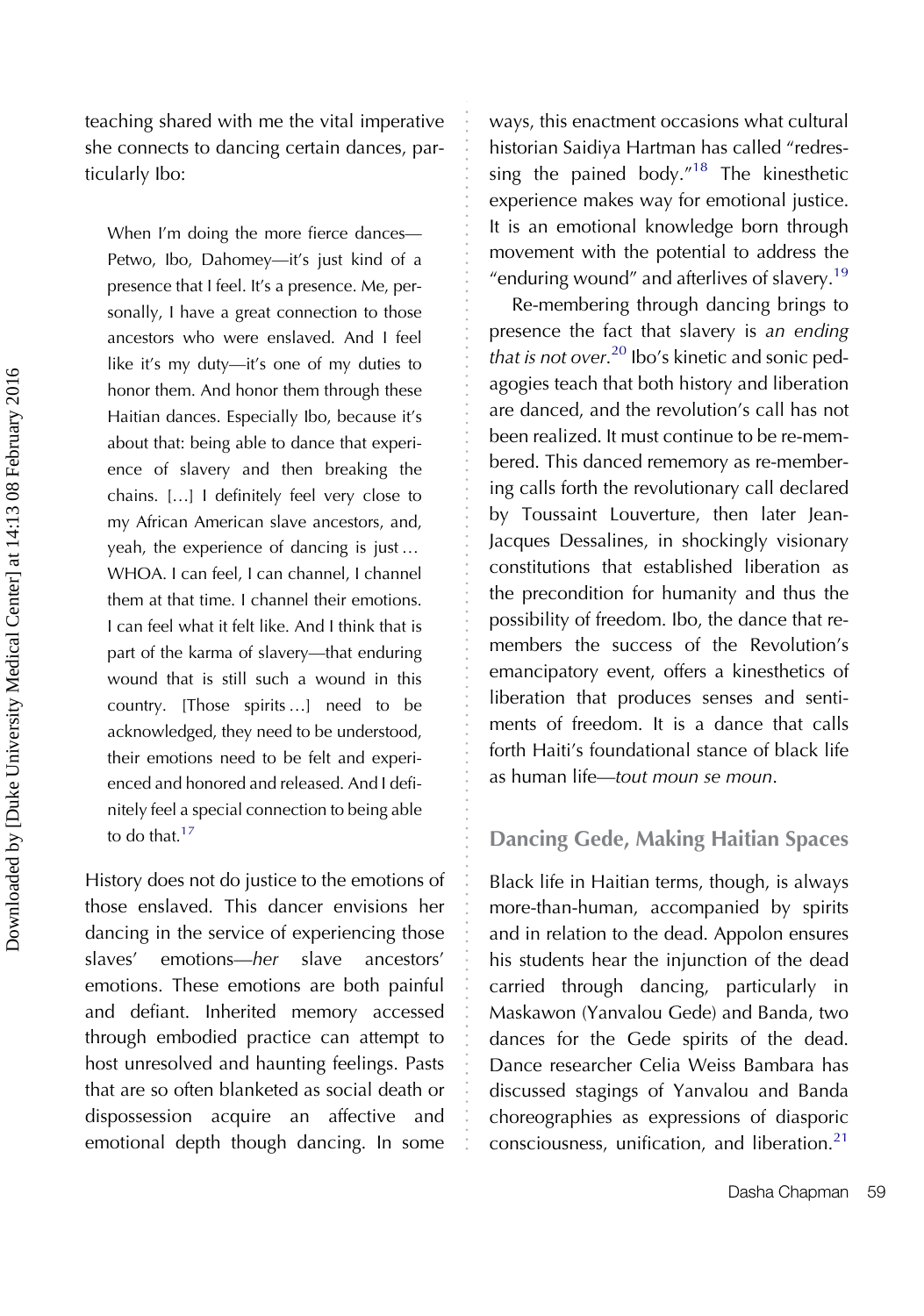teaching shared with me the vital imperative she connects to dancing certain dances, particularly Ibo:

> When I'm doing the more fierce dances—Petwo, Ibo, Dahomey—it's just kind of a presence that I feel. It's a presence. Me, personally, I have a great connection to those ancestors who were enslaved. And I feel like it's my duty—it's one of my duties to honor them. And honor them through these Haitian dances. Especially Ibo, because it's about that: being able to dance that experience of slavery and then breaking the chains. […] I definitely feel very close to my African American slave ancestors, and, yeah, the experience of dancing is just … WHOA. I can feel, I can channel, I channel them at that time. I channel their emotions. I can feel what it felt like. And I think that is part of the karma of slavery—that enduring wound that is still such a wound in this country. [Those spirits …] need to be acknowledged, they need to be understood, their emotions need to be felt and experienced and honored and released. And I definitely feel a special connection to being able to do that.[17]

History does not do justice to the emotions of those enslaved. This dancer envisions her dancing in the service of experiencing those slaves' emotions—*her* slave ancestors' emotions. These emotions are both painful and defiant. Inherited memory accessed through embodied practice can attempt to host unresolved and haunting feelings. Pasts that are so often blanketed as social death or dispossession acquire an affective and emotional depth though dancing. In some ways, this enactment occasions what cultural historian Saidiya Hartman has called "redressing the pained body."[18] The kinesthetic experience makes way for emotional justice. It is an emotional knowledge born through movement with the potential to address the "enduring wound" and afterlives of slavery.[19]

Re-membering through dancing brings to presence the fact that slavery is *an ending that is not over*.[20] Ibo's kinetic and sonic pedagogies teach that both history and liberation are danced, and the revolution's call has not been realized. It must continue to be re-membered. This danced rememory as re-membering calls forth the revolutionary call declared by Toussaint Louverture, then later Jean-Jacques Dessalines, in shockingly visionary constitutions that established liberation as the precondition for humanity and thus the possibility of freedom. Ibo, the dance that re-members the success of the Revolution's emancipatory event, offers a kinesthetics of liberation that produces senses and sentiments of freedom. It is a dance that calls forth Haiti's foundational stance of black life as human life—*tout moun se moun*.

## Dancing Gede, Making Haitian Spaces

Black life in Haitian terms, though, is always more-than-human, accompanied by spirits and in relation to the dead. Appolon ensures his students hear the injunction of the dead carried through dancing, particularly in Maskawon (Yanvalou Gede) and Banda, two dances for the Gede spirits of the dead. Dance researcher Celia Weiss Bambara has discussed stagings of Yanvalou and Banda choreographies as expressions of diasporic consciousness, unification, and liberation.[21]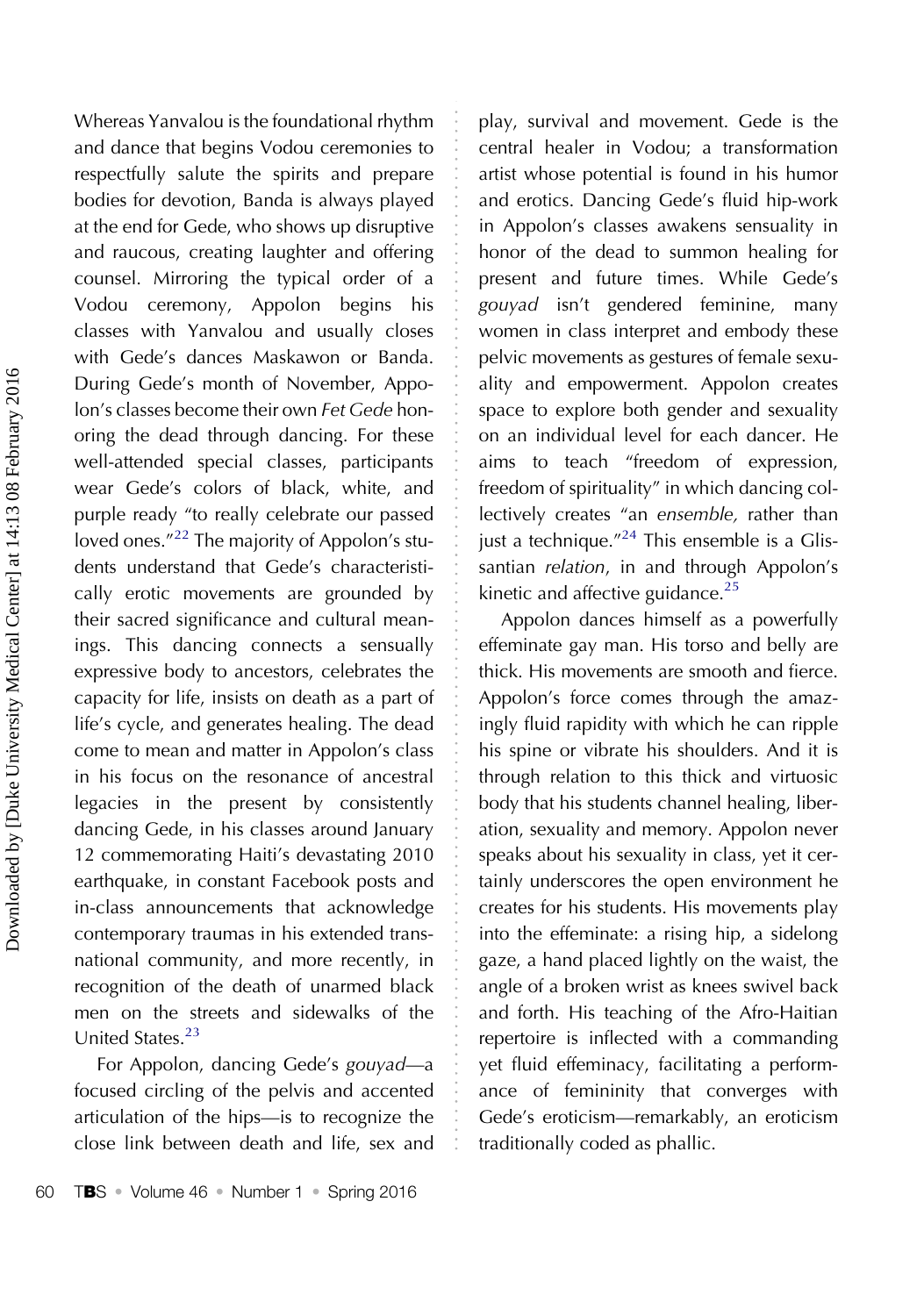Whereas Yanvalou is the foundational rhythm and dance that begins Vodou ceremonies to respectfully salute the spirits and prepare bodies for devotion, Banda is always played at the end for Gede, who shows up disruptive and raucous, creating laughter and offering counsel. Mirroring the typical order of a Vodou ceremony, Appolon begins his classes with Yanvalou and usually closes with Gede's dances Maskawon or Banda. During Gede's month of November, Appolon's classes become their own *Fet Gede* honoring the dead through dancing. For these well-attended special classes, participants wear Gede's colors of black, white, and purple ready "to really celebrate our passed loved ones."[22] The majority of Appolon's students understand that Gede's characteristically erotic movements are grounded by their sacred significance and cultural meanings. This dancing connects a sensually expressive body to ancestors, celebrates the capacity for life, insists on death as a part of life's cycle, and generates healing. The dead come to mean and matter in Appolon's class in his focus on the resonance of ancestral legacies in the present by consistently dancing Gede, in his classes around January 12 commemorating Haiti's devastating 2010 earthquake, in constant Facebook posts and in-class announcements that acknowledge contemporary traumas in his extended transnational community, and more recently, in recognition of the death of unarmed black men on the streets and sidewalks of the United States.[23]

For Appolon, dancing Gede's *gouyad*—a focused circling of the pelvis and accented articulation of the hips—is to recognize the close link between death and life, sex and play, survival and movement. Gede is the central healer in Vodou; a transformation artist whose potential is found in his humor and erotics. Dancing Gede's fluid hip-work in Appolon's classes awakens sensuality in honor of the dead to summon healing for present and future times. While Gede's *gouyad* isn't gendered feminine, many women in class interpret and embody these pelvic movements as gestures of female sexuality and empowerment. Appolon creates space to explore both gender and sexuality on an individual level for each dancer. He aims to teach "freedom of expression, freedom of spirituality" in which dancing collectively creates "an *ensemble,* rather than just a technique."[24] This ensemble is a Glissantian *relation*, in and through Appolon's kinetic and affective guidance.[25]

Appolon dances himself as a powerfully effeminate gay man. His torso and belly are thick. His movements are smooth and fierce. Appolon's force comes through the amazingly fluid rapidity with which he can ripple his spine or vibrate his shoulders. And it is through relation to this thick and virtuosic body that his students channel healing, liberation, sexuality and memory. Appolon never speaks about his sexuality in class, yet it certainly underscores the open environment he creates for his students. His movements play into the effeminate: a rising hip, a sidelong gaze, a hand placed lightly on the waist, the angle of a broken wrist as knees swivel back and forth. His teaching of the Afro-Haitian repertoire is inflected with a commanding yet fluid effeminacy, facilitating a performance of femininity that converges with Gede's eroticism—remarkably, an eroticism traditionally coded as phallic.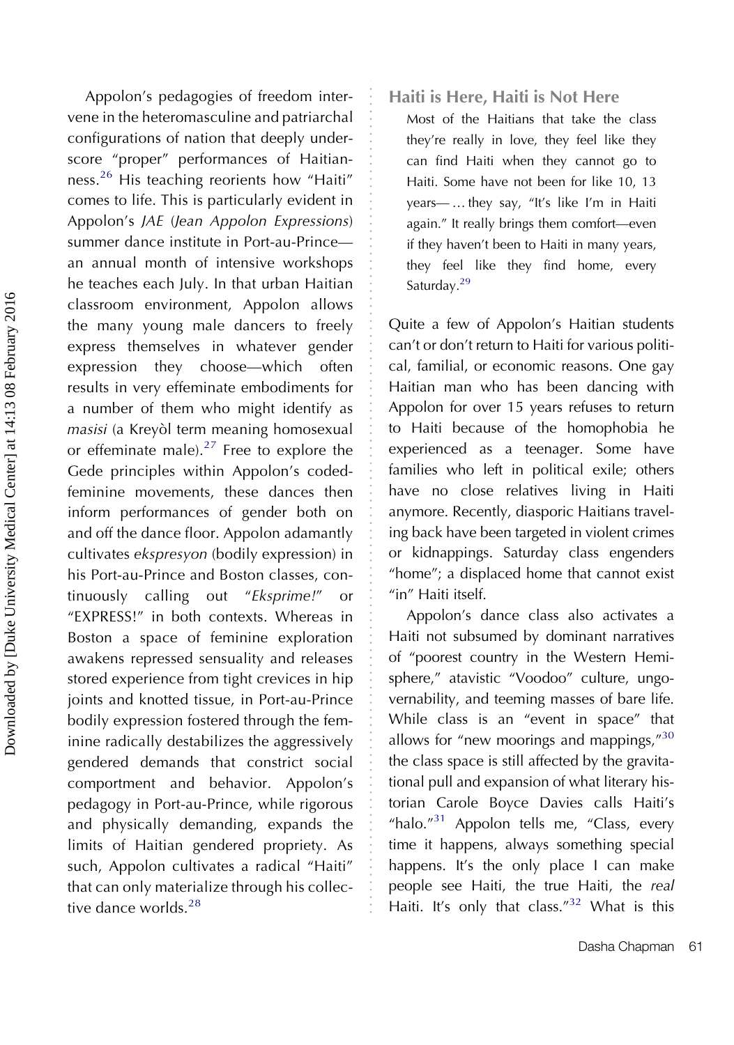Appolon's pedagogies of freedom intervene in the heteromasculine and patriarchal configurations of nation that deeply underscore "proper" performances of Haitianness.[26] His teaching reorients how "Haiti" comes to life. This is particularly evident in Appolon's *JAE* (*Jean Appolon Expressions*) summer dance institute in Port-au-Prince—an annual month of intensive workshops he teaches each July. In that urban Haitian classroom environment, Appolon allows the many young male dancers to freely express themselves in whatever gender expression they choose—which often results in very effeminate embodiments for a number of them who might identify as *masisi* (a Kreyòl term meaning homosexual or effeminate male).[27] Free to explore the Gede principles within Appolon's coded-feminine movements, these dances then inform performances of gender both on and off the dance floor. Appolon adamantly cultivates *ekspresyon* (bodily expression) in his Port-au-Prince and Boston classes, continuously calling out "*Eksprime!*" or "EXPRESS!" in both contexts. Whereas in Boston a space of feminine exploration awakens repressed sensuality and releases stored experience from tight crevices in hip joints and knotted tissue, in Port-au-Prince bodily expression fostered through the feminine radically destabilizes the aggressively gendered demands that constrict social comportment and behavior. Appolon's pedagogy in Port-au-Prince, while rigorous and physically demanding, expands the limits of Haitian gendered propriety. As such, Appolon cultivates a radical "Haiti" that can only materialize through his collective dance worlds.[28]

## Haiti is Here, Haiti is Not Here

> Most of the Haitians that take the class they're really in love, they feel like they can find Haiti when they cannot go to Haiti. Some have not been for like 10, 13 years— … they say, "It's like I'm in Haiti again." It really brings them comfort—even if they haven't been to Haiti in many years, they feel like they find home, every Saturday.[29]

Quite a few of Appolon's Haitian students can't or don't return to Haiti for various political, familial, or economic reasons. One gay Haitian man who has been dancing with Appolon for over 15 years refuses to return to Haiti because of the homophobia he experienced as a teenager. Some have families who left in political exile; others have no close relatives living in Haiti anymore. Recently, diasporic Haitians traveling back have been targeted in violent crimes or kidnappings. Saturday class engenders "home"; a displaced home that cannot exist "in" Haiti itself.

Appolon's dance class also activates a Haiti not subsumed by dominant narratives of "poorest country in the Western Hemisphere," atavistic "Voodoo" culture, ungovernability, and teeming masses of bare life. While class is an "event in space" that allows for "new moorings and mappings,"[30] the class space is still affected by the gravitational pull and expansion of what literary historian Carole Boyce Davies calls Haiti's "halo."[31] Appolon tells me, "Class, every time it happens, always something special happens. It's the only place I can make people see Haiti, the true Haiti, the *real* Haiti. It's only that class."[32] What is this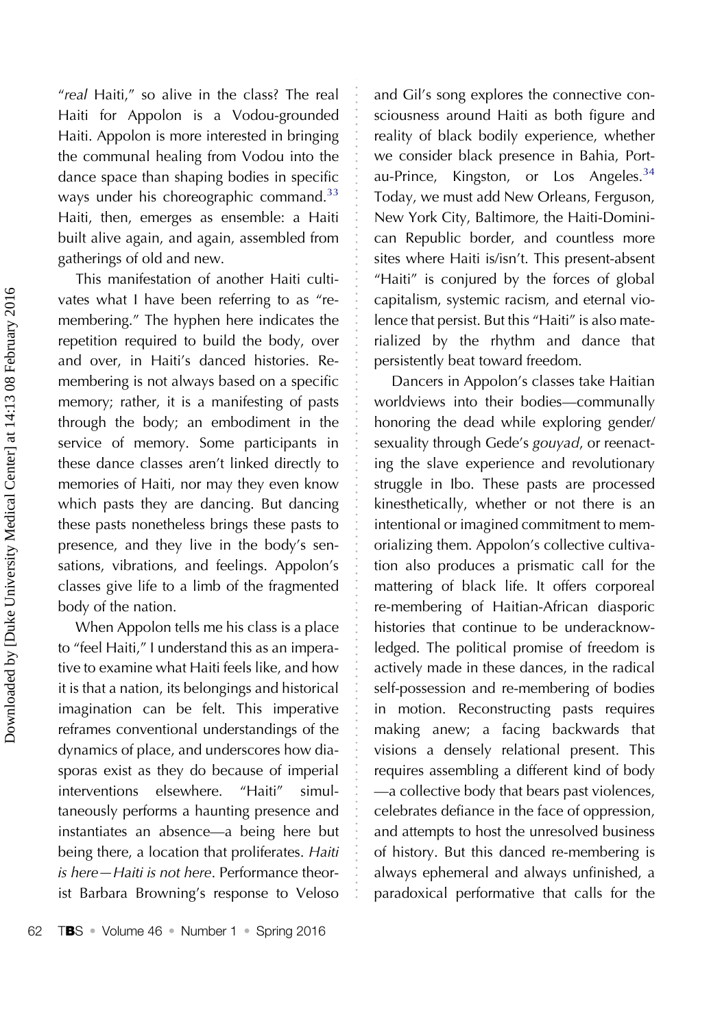"*real* Haiti," so alive in the class? The real Haiti for Appolon is a Vodou-grounded Haiti. Appolon is more interested in bringing the communal healing from Vodou into the dance space than shaping bodies in specific ways under his choreographic command.[33] Haiti, then, emerges as ensemble: a Haiti built alive again, and again, assembled from gatherings of old and new.

This manifestation of another Haiti cultivates what I have been referring to as "re-membering." The hyphen here indicates the repetition required to build the body, over and over, in Haiti's danced histories. Re-membering is not always based on a specific memory; rather, it is a manifesting of pasts through the body; an embodiment in the service of memory. Some participants in these dance classes aren't linked directly to memories of Haiti, nor may they even know which pasts they are dancing. But dancing these pasts nonetheless brings these pasts to presence, and they live in the body's sensations, vibrations, and feelings. Appolon's classes give life to a limb of the fragmented body of the nation.

When Appolon tells me his class is a place to "feel Haiti," I understand this as an imperative to examine what Haiti feels like, and how it is that a nation, its belongings and historical imagination can be felt. This imperative reframes conventional understandings of the dynamics of place, and underscores how diasporas exist as they do because of imperial interventions elsewhere. "Haiti" simultaneously performs a haunting presence and instantiates an absence—a being here but being there, a location that proliferates. *Haiti is here—Haiti is not here*. Performance theorist Barbara Browning's response to Veloso and Gil's song explores the connective consciousness around Haiti as both figure and reality of black bodily experience, whether we consider black presence in Bahia, Port-au-Prince, Kingston, or Los Angeles.[34] Today, we must add New Orleans, Ferguson, New York City, Baltimore, the Haiti-Dominican Republic border, and countless more sites where Haiti is/isn't. This present-absent "Haiti" is conjured by the forces of global capitalism, systemic racism, and eternal violence that persist. But this "Haiti" is also materialized by the rhythm and dance that persistently beat toward freedom.

Dancers in Appolon's classes take Haitian worldviews into their bodies—communally honoring the dead while exploring gender/sexuality through Gede's *gouyad*, or reenacting the slave experience and revolutionary struggle in Ibo. These pasts are processed kinesthetically, whether or not there is an intentional or imagined commitment to memorializing them. Appolon's collective cultivation also produces a prismatic call for the mattering of black life. It offers corporeal re-membering of Haitian-African diasporic histories that continue to be underacknowledged. The political promise of freedom is actively made in these dances, in the radical self-possession and re-membering of bodies in motion. Reconstructing pasts requires making anew; a facing backwards that visions a densely relational present. This requires assembling a different kind of body—a collective body that bears past violences, celebrates defiance in the face of oppression, and attempts to host the unresolved business of history. But this danced re-membering is always ephemeral and always unfinished, a paradoxical performative that calls for the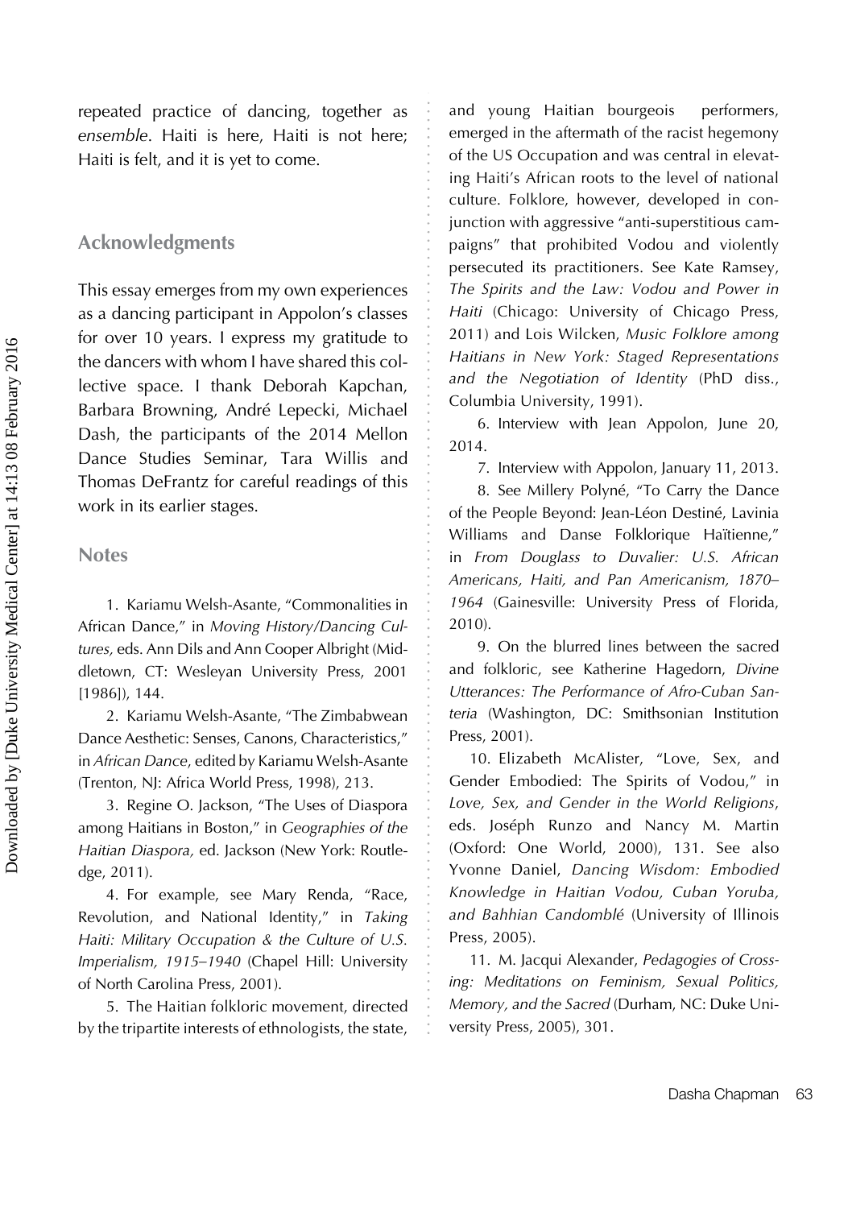repeated practice of dancing, together as *ensemble*. Haiti is here, Haiti is not here; Haiti is felt, and it is yet to come.

## Acknowledgments

This essay emerges from my own experiences as a dancing participant in Appolon's classes for over 10 years. I express my gratitude to the dancers with whom I have shared this collective space. I thank Deborah Kapchan, Barbara Browning, André Lepecki, Michael Dash, the participants of the 2014 Mellon Dance Studies Seminar, Tara Willis and Thomas DeFrantz for careful readings of this work in its earlier stages.

## Notes

1. Kariamu Welsh-Asante, "Commonalities in African Dance," in *Moving History/Dancing Cultures,* eds. Ann Dils and Ann Cooper Albright (Middletown, CT: Wesleyan University Press, 2001 [1986]), 144.

2. Kariamu Welsh-Asante, "The Zimbabwean Dance Aesthetic: Senses, Canons, Characteristics," in *African Dance*, edited by Kariamu Welsh-Asante (Trenton, NJ: Africa World Press, 1998), 213.

3. Regine O. Jackson, "The Uses of Diaspora among Haitians in Boston," in *Geographies of the Haitian Diaspora,* ed. Jackson (New York: Routledge, 2011).

4. For example, see Mary Renda, "Race, Revolution, and National Identity," in *Taking Haiti: Military Occupation & the Culture of U.S. Imperialism, 1915–1940* (Chapel Hill: University of North Carolina Press, 2001).

5. The Haitian folkloric movement, directed by the tripartite interests of ethnologists, the state, and young Haitian bourgeois performers, emerged in the aftermath of the racist hegemony of the US Occupation and was central in elevating Haiti's African roots to the level of national culture. Folklore, however, developed in conjunction with aggressive "anti-superstitious campaigns" that prohibited Vodou and violently persecuted its practitioners. See Kate Ramsey, *The Spirits and the Law: Vodou and Power in Haiti* (Chicago: University of Chicago Press, 2011) and Lois Wilcken, *Music Folklore among Haitians in New York: Staged Representations and the Negotiation of Identity* (PhD diss., Columbia University, 1991).

6. Interview with Jean Appolon, June 20, 2014.

7. Interview with Appolon, January 11, 2013.

8. See Millery Polyné, "To Carry the Dance of the People Beyond: Jean-Léon Destiné, Lavinia Williams and Danse Folklorique Haïtienne," in *From Douglass to Duvalier: U.S. African Americans, Haiti, and Pan Americanism, 1870–1964* (Gainesville: University Press of Florida, 2010).

9. On the blurred lines between the sacred and folkloric, see Katherine Hagedorn, *Divine Utterances: The Performance of Afro-Cuban Santeria* (Washington, DC: Smithsonian Institution Press, 2001).

10. Elizabeth McAlister, "Love, Sex, and Gender Embodied: The Spirits of Vodou," in *Love, Sex, and Gender in the World Religions*, eds. Joséph Runzo and Nancy M. Martin (Oxford: One World, 2000), 131. See also Yvonne Daniel, *Dancing Wisdom: Embodied Knowledge in Haitian Vodou, Cuban Yoruba, and Bahhian Candomblé* (University of Illinois Press, 2005).

11. M. Jacqui Alexander, *Pedagogies of Crossing: Meditations on Feminism, Sexual Politics, Memory, and the Sacred* (Durham, NC: Duke University Press, 2005), 301.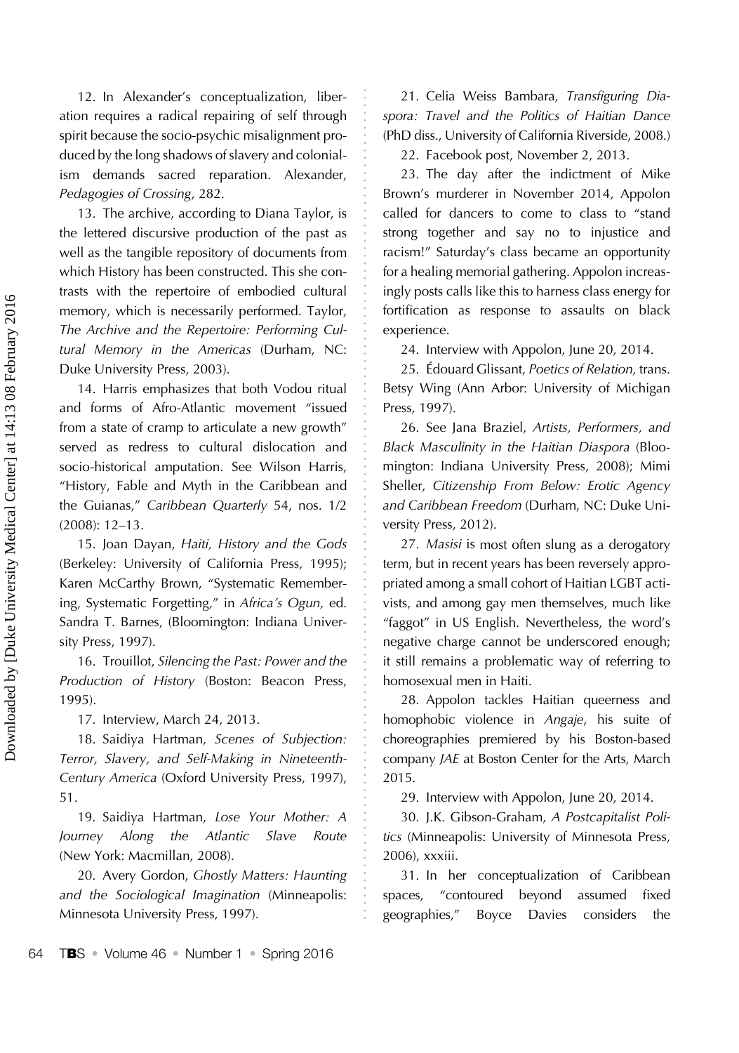12. In Alexander's conceptualization, liberation requires a radical repairing of self through spirit because the socio-psychic misalignment produced by the long shadows of slavery and colonialism demands sacred reparation. Alexander, *Pedagogies of Crossing*, 282.

13. The archive, according to Diana Taylor, is the lettered discursive production of the past as well as the tangible repository of documents from which History has been constructed. This she contrasts with the repertoire of embodied cultural memory, which is necessarily performed. Taylor, *The Archive and the Repertoire: Performing Cultural Memory in the Americas* (Durham, NC: Duke University Press, 2003).

14. Harris emphasizes that both Vodou ritual and forms of Afro-Atlantic movement "issued from a state of cramp to articulate a new growth" served as redress to cultural dislocation and socio-historical amputation. See Wilson Harris, "History, Fable and Myth in the Caribbean and the Guianas," *Caribbean Quarterly* 54, nos. 1/2 (2008): 12–13.

15. Joan Dayan, *Haiti, History and the Gods* (Berkeley: University of California Press, 1995); Karen McCarthy Brown, "Systematic Remembering, Systematic Forgetting," in *Africa's Ogun,* ed. Sandra T. Barnes, (Bloomington: Indiana University Press, 1997).

16. Trouillot, *Silencing the Past: Power and the Production of History* (Boston: Beacon Press, 1995).

17. Interview, March 24, 2013.

18. Saidiya Hartman, *Scenes of Subjection: Terror, Slavery, and Self-Making in Nineteenth-Century America* (Oxford University Press, 1997), 51.

19. Saidiya Hartman, *Lose Your Mother: A Journey Along the Atlantic Slave Route* (New York: Macmillan, 2008).

20. Avery Gordon, *Ghostly Matters: Haunting and the Sociological Imagination* (Minneapolis: Minnesota University Press, 1997).

21. Celia Weiss Bambara, *Transfiguring Diaspora: Travel and the Politics of Haitian Dance* (PhD diss., University of California Riverside, 2008.)

22. Facebook post, November 2, 2013.

23. The day after the indictment of Mike Brown's murderer in November 2014, Appolon called for dancers to come to class to "stand strong together and say no to injustice and racism!" Saturday's class became an opportunity for a healing memorial gathering. Appolon increasingly posts calls like this to harness class energy for fortification as response to assaults on black experience.

24. Interview with Appolon, June 20, 2014.

25. Édouard Glissant, *Poetics of Relation,* trans. Betsy Wing (Ann Arbor: University of Michigan Press, 1997).

26. See Jana Braziel, *Artists, Performers, and Black Masculinity in the Haitian Diaspora* (Bloomington: Indiana University Press, 2008); Mimi Sheller, *Citizenship From Below: Erotic Agency and Caribbean Freedom* (Durham, NC: Duke University Press, 2012).

27. *Masisi* is most often slung as a derogatory term, but in recent years has been reversely appropriated among a small cohort of Haitian LGBT activists, and among gay men themselves, much like "faggot" in US English. Nevertheless, the word's negative charge cannot be underscored enough; it still remains a problematic way of referring to homosexual men in Haiti.

28. Appolon tackles Haitian queerness and homophobic violence in *Angaje*, his suite of choreographies premiered by his Boston-based company *JAE* at Boston Center for the Arts, March 2015.

29. Interview with Appolon, June 20, 2014.

30. J.K. Gibson-Graham, *A Postcapitalist Politics* (Minneapolis: University of Minnesota Press, 2006), xxxiii.

31. In her conceptualization of Caribbean spaces, "contoured beyond assumed fixed geographies," Boyce Davies considers the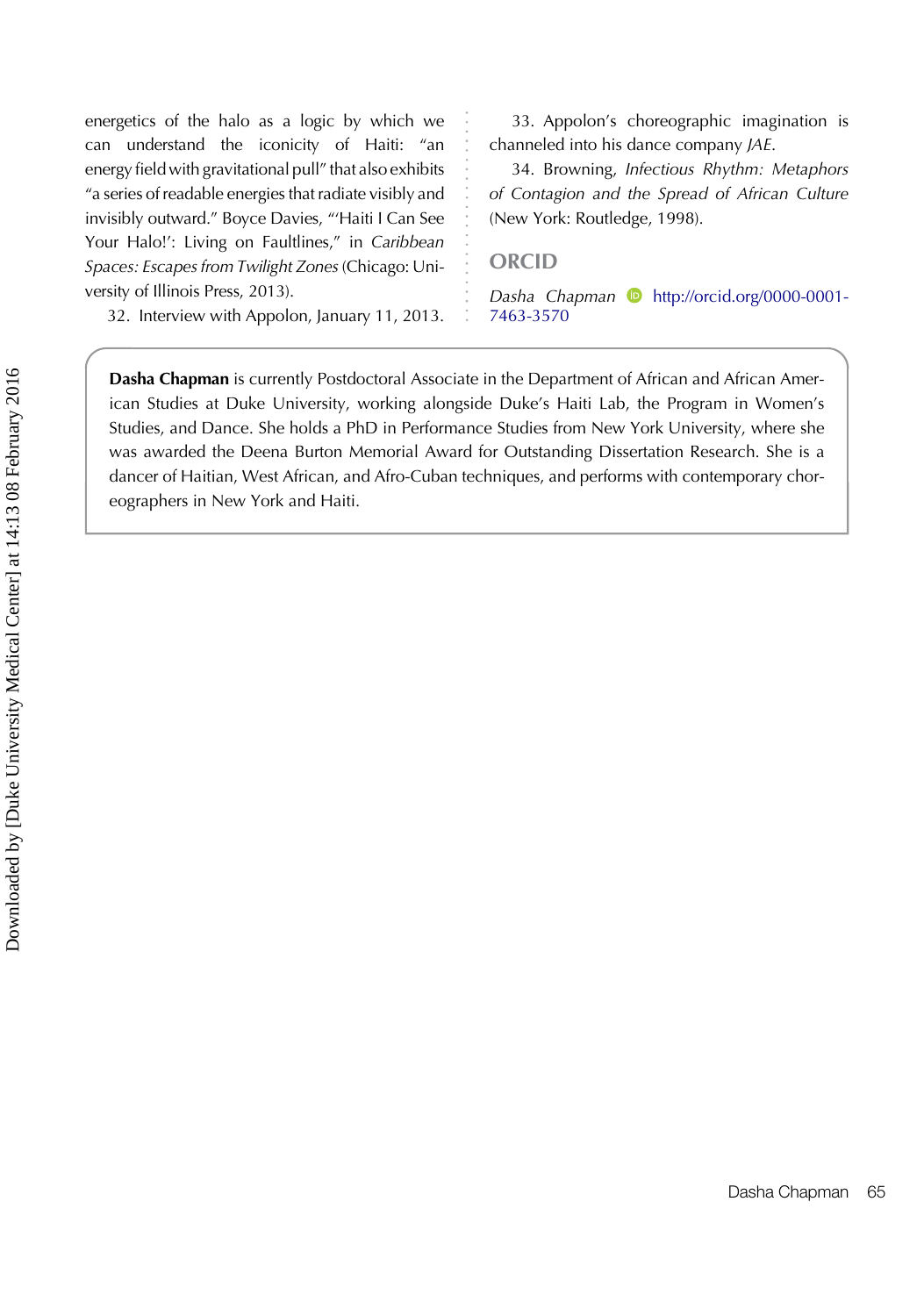energetics of the halo as a logic by which we can understand the iconicity of Haiti: "an energy field with gravitational pull" that also exhibits "a series of readable energies that radiate visibly and invisibly outward." Boyce Davies, "'Haiti I Can See Your Halo!': Living on Faultlines," in *Caribbean Spaces: Escapes from Twilight Zones* (Chicago: University of Illinois Press, 2013).

32. Interview with Appolon, January 11, 2013.

33. Appolon's choreographic imagination is channeled into his dance company *JAE*.

34. Browning, *Infectious Rhythm: Metaphors of Contagion and the Spread of African Culture* (New York: Routledge, 1998).

## ORCID

*Dasha Chapman* http://orcid.org/0000-0001-7463-3570

**Dasha Chapman** is currently Postdoctoral Associate in the Department of African and African American Studies at Duke University, working alongside Duke's Haiti Lab, the Program in Women's Studies, and Dance. She holds a PhD in Performance Studies from New York University, where she was awarded the Deena Burton Memorial Award for Outstanding Dissertation Research. She is a dancer of Haitian, West African, and Afro-Cuban techniques, and performs with contemporary choreographers in New York and Haiti.